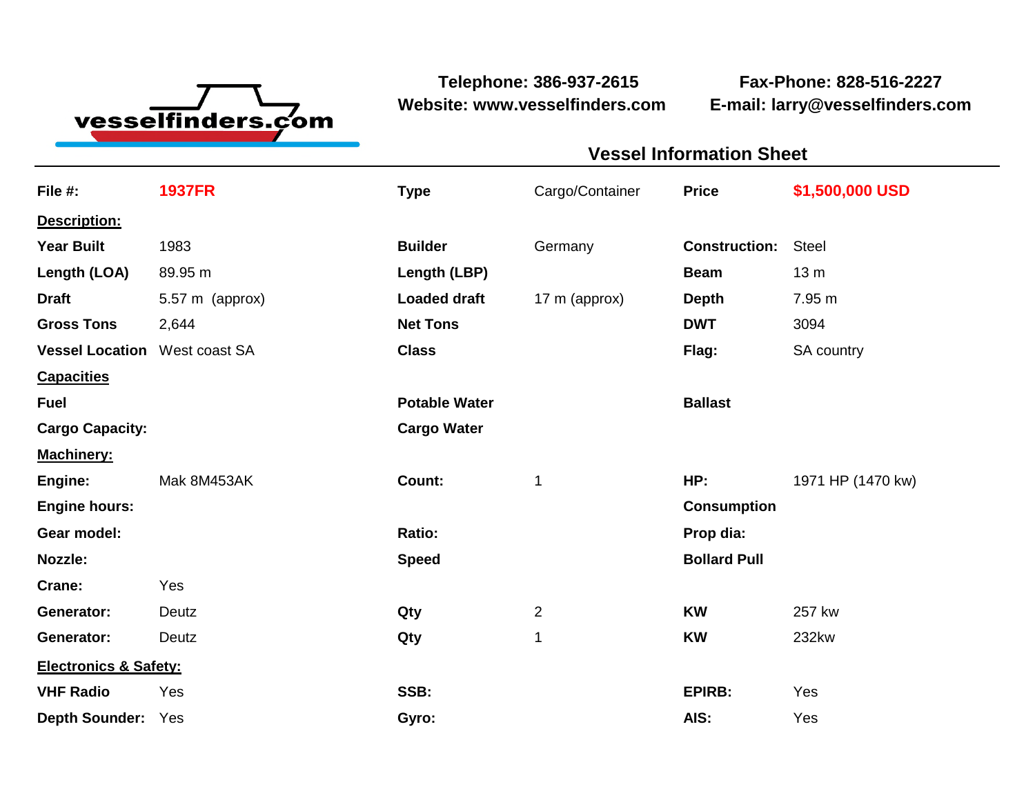vesselfinders.com

**Telephone: 386-937-2615**
**Website: www.vesselfinders.com**

**Fax-Phone: 828-516-2227**
**E-mail: larry@vesselfinders.com**

## Vessel Information Sheet

| **File #:** | **1937FR** | **Type** | Cargo/Container | **Price** | **$1,500,000 USD** |
|---|---|---|---|---|---|
| **Description:** | | | | | |
| **Year Built** | 1983 | **Builder** | Germany | **Construction:** | Steel |
| **Length (LOA)** | 89.95 m | **Length (LBP)** | | **Beam** | 13 m |
| **Draft** | 5.57 m (approx) | **Loaded draft** | 17 m (approx) | **Depth** | 7.95 m |
| **Gross Tons** | 2,644 | **Net Tons** | | **DWT** | 3094 |
| **Vessel Location** | West coast SA | **Class** | | **Flag:** | SA country |
| **Capacities** | | | | | |
| **Fuel** | | **Potable Water** | | **Ballast** | |
| **Cargo Capacity:** | | **Cargo Water** | | | |
| **Machinery:** | | | | | |
| **Engine:** | Mak 8M453AK | **Count:** | 1 | **HP:** | 1971 HP (1470 kw) |
| **Engine hours:** | | | | **Consumption** | |
| **Gear model:** | | **Ratio:** | | **Prop dia:** | |
| **Nozzle:** | | **Speed** | | **Bollard Pull** | |
| **Crane:** | Yes | | | | |
| **Generator:** | Deutz | **Qty** | 2 | **KW** | 257 kw |
| **Generator:** | Deutz | **Qty** | 1 | **KW** | 232kw |
| **Electronics & Safety:** | | | | | |
| **VHF Radio** | Yes | **SSB:** | | **EPIRB:** | Yes |
| **Depth Sounder:** | Yes | **Gyro:** | | **AIS:** | Yes |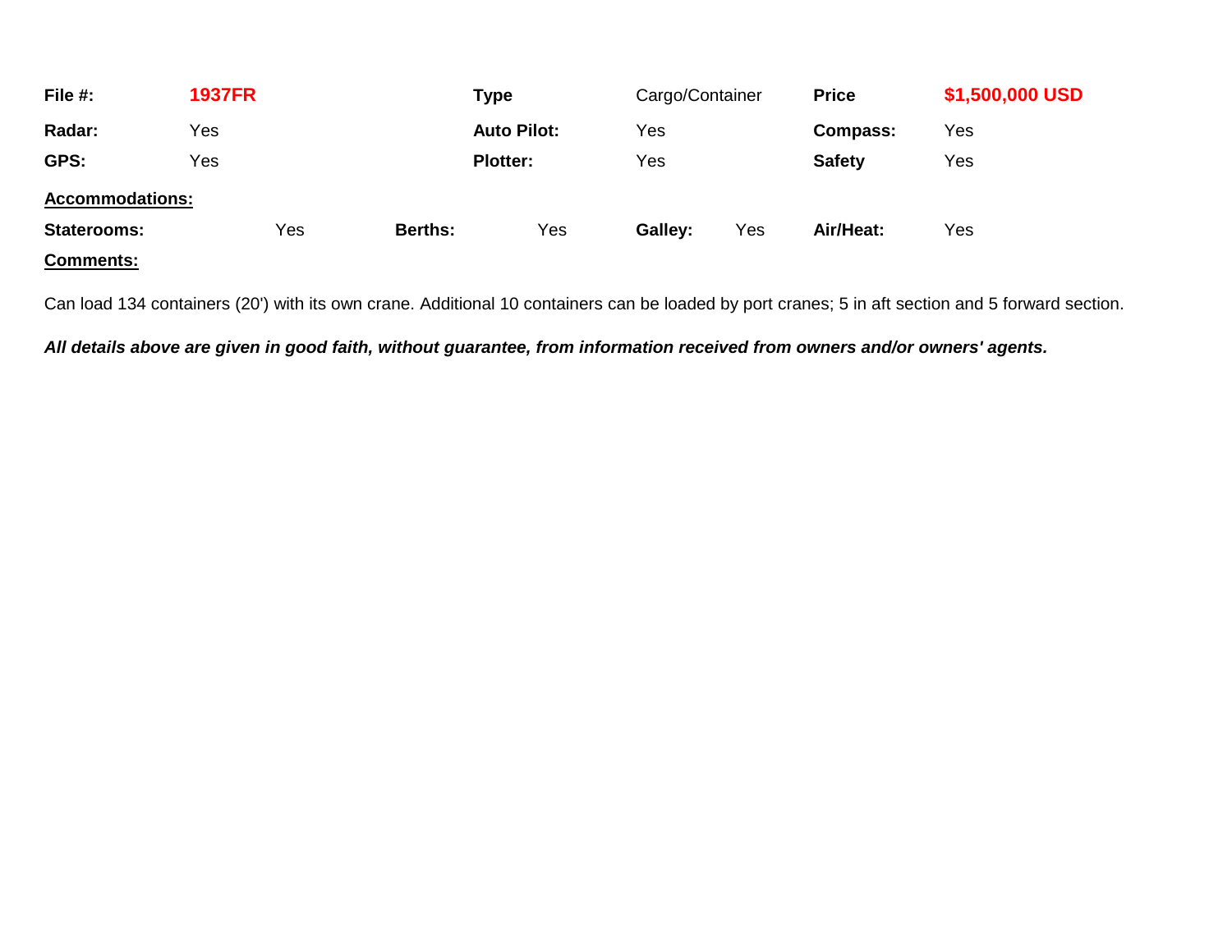| | | | | | |
|---|---|---|---|---|---|
| **File #:** | **1937FR** | **Type** | Cargo/Container | **Price** | **$1,500,000 USD** |
| **Radar:** | Yes | **Auto Pilot:** | Yes | **Compass:** | Yes |
| **GPS:** | Yes | **Plotter:** | Yes | **Safety** | Yes |

**Accommodations:**

| | | | | | | | |
|---|---|---|---|---|---|---|---|
| **Staterooms:** | Yes | **Berths:** | Yes | **Galley:** | Yes | **Air/Heat:** | Yes |

**Comments:**

Can load 134 containers (20') with its own crane. Additional 10 containers can be loaded by port cranes; 5 in aft section and 5 forward section.

***All details above are given in good faith, without guarantee, from information received from owners and/or owners' agents.***